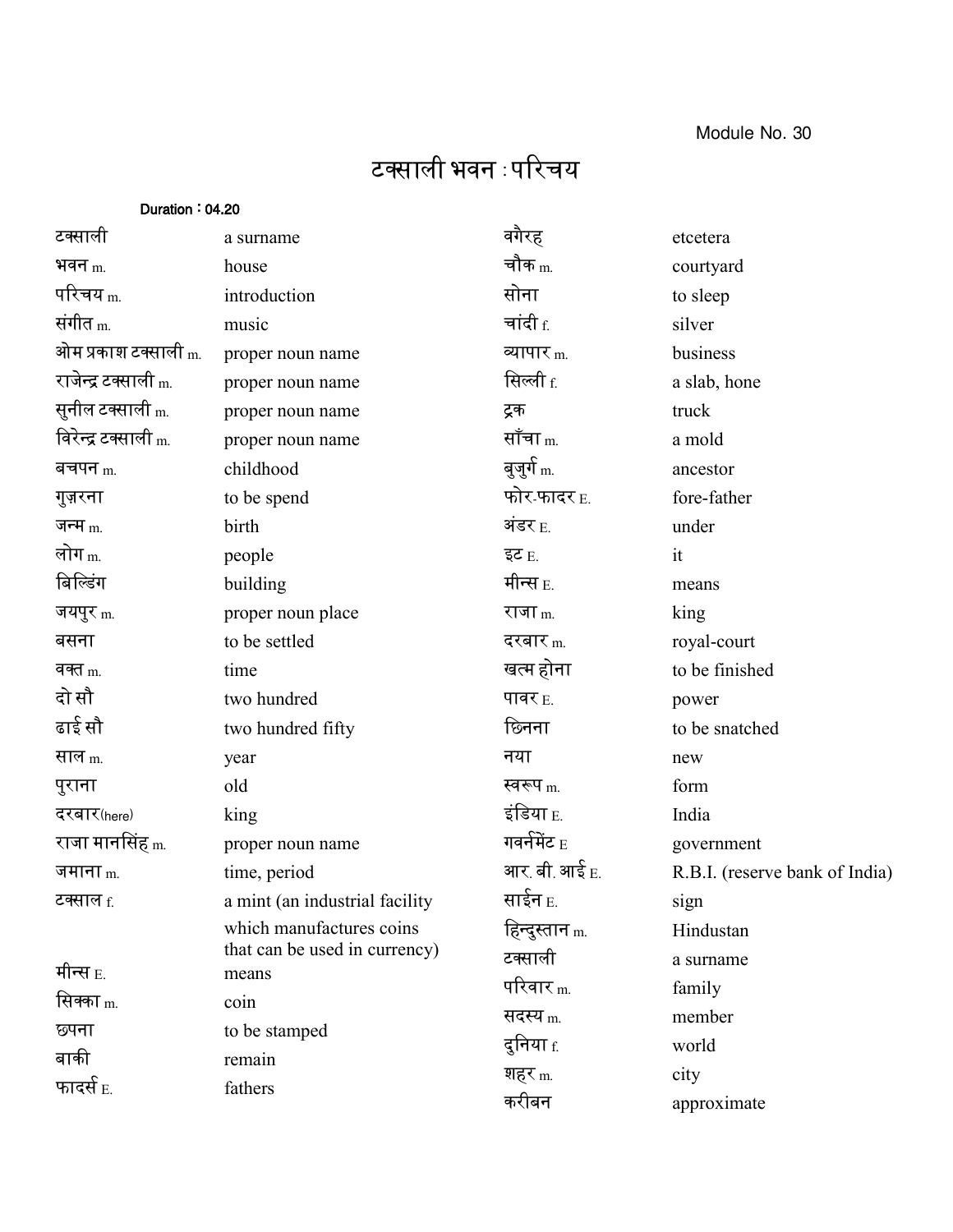Module No. 30

# टक्साली भवन : परिचय

Duration : 04.20

| | |
|---|---|
| टक्साली | a surname |
| भवन m. | house |
| परिचय m. | introduction |
| संगीत m. | music |
| ओम प्रकाश टक्साली m. | proper noun name |
| राजेन्द्र टक्साली m. | proper noun name |
| सुनील टक्साली m. | proper noun name |
| विरेन्द्र टक्साली m. | proper noun name |
| बचपन m. | childhood |
| गुज़रना | to be spend |
| जन्म m. | birth |
| लोग m. | people |
| बिल्डिंग | building |
| जयपुर m. | proper noun place |
| बसना | to be settled |
| वक्त m. | time |
| दो सौ | two hundred |
| ढाई सौ | two hundred fifty |
| साल m. | year |
| पुराना | old |
| दरबार(here) | king |
| राजा मानसिंह m. | proper noun name |
| जमाना m. | time, period |
| टक्साल f. | a mint (an industrial facility which manufactures coins that can be used in currency) |
| मीन्स E. | means |
| सिक्का m. | coin |
| छपना | to be stamped |
| बाकी | remain |
| फादर्स E. | fathers |
| वगैरह | etcetera |
| चौक m. | courtyard |
| सोना | to sleep |
| चांदी f. | silver |
| व्यापार m. | business |
| सिल्ली f. | a slab, hone |
| ट्रक | truck |
| साँचा m. | a mold |
| बुजुर्ग m. | ancestor |
| फोर-फादर E. | fore-father |
| अंडर E. | under |
| इट E. | it |
| मीन्स E. | means |
| राजा m. | king |
| दरबार m. | royal-court |
| खत्म होना | to be finished |
| पावर E. | power |
| छिनना | to be snatched |
| नया | new |
| स्वरूप m. | form |
| इंडिया E. | India |
| गवर्नमेंट E | government |
| आर. बी. आई E. | R.B.I. (reserve bank of India) |
| साईन E. | sign |
| हिन्दुस्तान m. | Hindustan |
| टक्साली | a surname |
| परिवार m. | family |
| सदस्य m. | member |
| दुनिया f. | world |
| शहर m. | city |
| करीबन | approximate |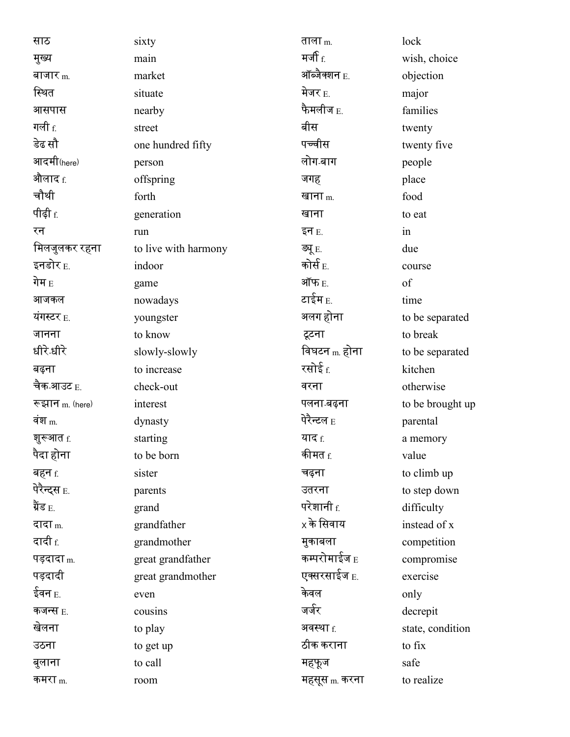| | |
|---|---|
| साठ | sixty |
| मुख्य | main |
| बाजार m. | market |
| स्थित | situate |
| आसपास | nearby |
| गली f. | street |
| डेढ सौ | one hundred fifty |
| आदमी (here) | person |
| औलाद f. | offspring |
| चौथी | forth |
| पीढ़ी f. | generation |
| रन | run |
| मिलजुलकर रहना | to live with harmony |
| इनडोर E. | indoor |
| गेम E | game |
| आजकल | nowadays |
| यंगस्टर E. | youngster |
| जानना | to know |
| धीरे-धीरे | slowly-slowly |
| बढ़ना | to increase |
| चैक-आउट E. | check-out |
| रूझान m. (here) | interest |
| वंश m. | dynasty |
| शुरूआत f. | starting |
| पैदा होना | to be born |
| बहन f. | sister |
| पेरैन्ट्स E. | parents |
| ग्रैंड E. | grand |
| दादा m. | grandfather |
| दादी f. | grandmother |
| पड़दादा m. | great grandfather |
| पड़दादी | great grandmother |
| ईवन E. | even |
| कजन्स E. | cousins |
| खेलना | to play |
| उठना | to get up |
| बुलाना | to call |
| कमरा m. | room |
| ताला m. | lock |
| मर्जी f. | wish, choice |
| ऑब्जैक्शन E. | objection |
| मेजर E. | major |
| फैमलीज E. | families |
| बीस | twenty |
| पच्चीस | twenty five |
| लोग-बाग | people |
| जगह | place |
| खाना m. | food |
| खाना | to eat |
| इन E. | in |
| ड्यू E. | due |
| कोर्स E. | course |
| ऑफ E. | of |
| टाईम E. | time |
| अलग होना | to be separated |
| टूटना | to break |
| विघटन m. होना | to be separated |
| रसोई f. | kitchen |
| वरना | otherwise |
| पलना-बढ़ना | to be brought up |
| पेरैन्टल E | parental |
| याद f. | a memory |
| कीमत f. | value |
| चढ़ना | to climb up |
| उतरना | to step down |
| परेशानी f. | difficulty |
| x के सिवाय | instead of x |
| मुकाबला | competition |
| कम्परोमाईज E | compromise |
| एक्सरसाईज E. | exercise |
| केवल | only |
| जर्जर | decrepit |
| अवस्था f. | state, condition |
| ठीक कराना | to fix |
| महफूज | safe |
| महसूस m. करना | to realize |